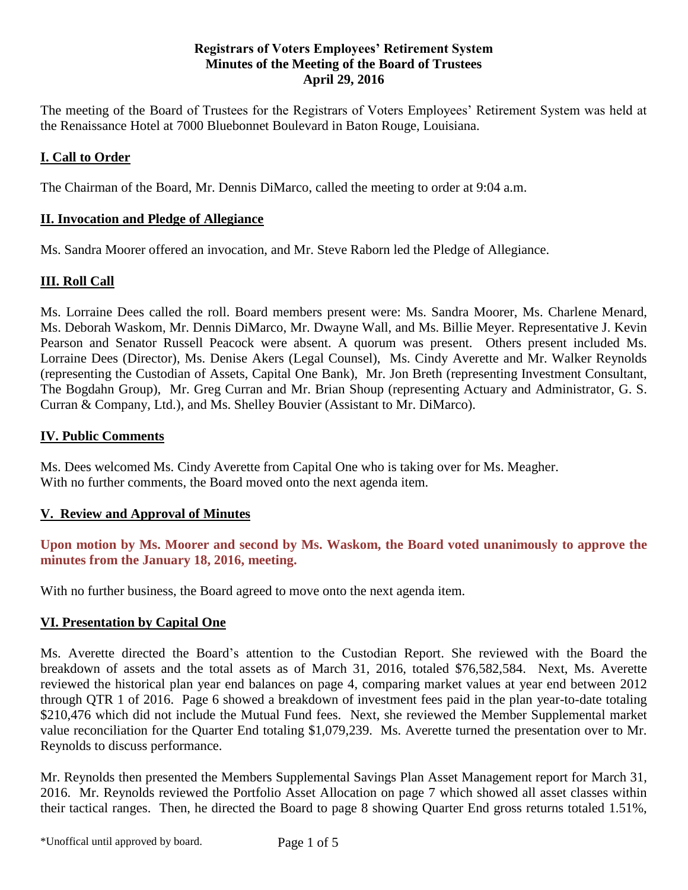**Registrars of Voters Employees' Retirement System**
**Minutes of the Meeting of the Board of Trustees**
**April 29, 2016**

The meeting of the Board of Trustees for the Registrars of Voters Employees' Retirement System was held at the Renaissance Hotel at 7000 Bluebonnet Boulevard in Baton Rouge, Louisiana.

## I. Call to Order

The Chairman of the Board, Mr. Dennis DiMarco, called the meeting to order at 9:04 a.m.

## II. Invocation and Pledge of Allegiance

Ms. Sandra Moorer offered an invocation, and Mr. Steve Raborn led the Pledge of Allegiance.

## III. Roll Call

Ms. Lorraine Dees called the roll. Board members present were: Ms. Sandra Moorer, Ms. Charlene Menard, Ms. Deborah Waskom, Mr. Dennis DiMarco, Mr. Dwayne Wall, and Ms. Billie Meyer. Representative J. Kevin Pearson and Senator Russell Peacock were absent. A quorum was present. Others present included Ms. Lorraine Dees (Director), Ms. Denise Akers (Legal Counsel), Ms. Cindy Averette and Mr. Walker Reynolds (representing the Custodian of Assets, Capital One Bank), Mr. Jon Breth (representing Investment Consultant, The Bogdahn Group), Mr. Greg Curran and Mr. Brian Shoup (representing Actuary and Administrator, G. S. Curran & Company, Ltd.), and Ms. Shelley Bouvier (Assistant to Mr. DiMarco).

## IV. Public Comments

Ms. Dees welcomed Ms. Cindy Averette from Capital One who is taking over for Ms. Meagher.
With no further comments, the Board moved onto the next agenda item.

## V. Review and Approval of Minutes

**Upon motion by Ms. Moorer and second by Ms. Waskom, the Board voted unanimously to approve the minutes from the January 18, 2016, meeting.**

With no further business, the Board agreed to move onto the next agenda item.

## VI. Presentation by Capital One

Ms. Averette directed the Board's attention to the Custodian Report. She reviewed with the Board the breakdown of assets and the total assets as of March 31, 2016, totaled $76,582,584. Next, Ms. Averette reviewed the historical plan year end balances on page 4, comparing market values at year end between 2012 through QTR 1 of 2016. Page 6 showed a breakdown of investment fees paid in the plan year-to-date totaling $210,476 which did not include the Mutual Fund fees. Next, she reviewed the Member Supplemental market value reconciliation for the Quarter End totaling $1,079,239. Ms. Averette turned the presentation over to Mr. Reynolds to discuss performance.

Mr. Reynolds then presented the Members Supplemental Savings Plan Asset Management report for March 31, 2016. Mr. Reynolds reviewed the Portfolio Asset Allocation on page 7 which showed all asset classes within their tactical ranges. Then, he directed the Board to page 8 showing Quarter End gross returns totaled 1.51%,

*Unoffical until approved by board.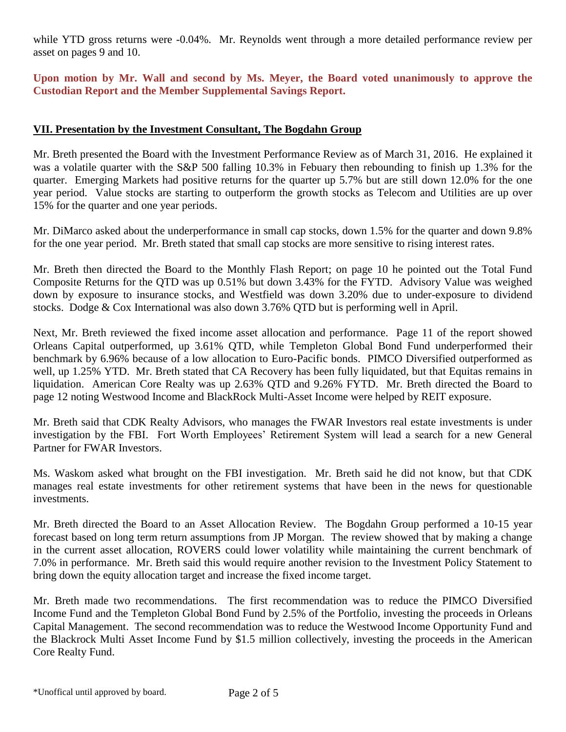while YTD gross returns were -0.04%. Mr. Reynolds went through a more detailed performance review per asset on pages 9 and 10.

**Upon motion by Mr. Wall and second by Ms. Meyer, the Board voted unanimously to approve the Custodian Report and the Member Supplemental Savings Report.**

## VII. Presentation by the Investment Consultant, The Bogdahn Group

Mr. Breth presented the Board with the Investment Performance Review as of March 31, 2016. He explained it was a volatile quarter with the S&P 500 falling 10.3% in Febuary then rebounding to finish up 1.3% for the quarter. Emerging Markets had positive returns for the quarter up 5.7% but are still down 12.0% for the one year period. Value stocks are starting to outperform the growth stocks as Telecom and Utilities are up over 15% for the quarter and one year periods.

Mr. DiMarco asked about the underperformance in small cap stocks, down 1.5% for the quarter and down 9.8% for the one year period. Mr. Breth stated that small cap stocks are more sensitive to rising interest rates.

Mr. Breth then directed the Board to the Monthly Flash Report; on page 10 he pointed out the Total Fund Composite Returns for the QTD was up 0.51% but down 3.43% for the FYTD. Advisory Value was weighed down by exposure to insurance stocks, and Westfield was down 3.20% due to under-exposure to dividend stocks. Dodge & Cox International was also down 3.76% QTD but is performing well in April.

Next, Mr. Breth reviewed the fixed income asset allocation and performance. Page 11 of the report showed Orleans Capital outperformed, up 3.61% QTD, while Templeton Global Bond Fund underperformed their benchmark by 6.96% because of a low allocation to Euro-Pacific bonds. PIMCO Diversified outperformed as well, up 1.25% YTD. Mr. Breth stated that CA Recovery has been fully liquidated, but that Equitas remains in liquidation. American Core Realty was up 2.63% QTD and 9.26% FYTD. Mr. Breth directed the Board to page 12 noting Westwood Income and BlackRock Multi-Asset Income were helped by REIT exposure.

Mr. Breth said that CDK Realty Advisors, who manages the FWAR Investors real estate investments is under investigation by the FBI. Fort Worth Employees' Retirement System will lead a search for a new General Partner for FWAR Investors.

Ms. Waskom asked what brought on the FBI investigation. Mr. Breth said he did not know, but that CDK manages real estate investments for other retirement systems that have been in the news for questionable investments.

Mr. Breth directed the Board to an Asset Allocation Review. The Bogdahn Group performed a 10-15 year forecast based on long term return assumptions from JP Morgan. The review showed that by making a change in the current asset allocation, ROVERS could lower volatility while maintaining the current benchmark of 7.0% in performance. Mr. Breth said this would require another revision to the Investment Policy Statement to bring down the equity allocation target and increase the fixed income target.

Mr. Breth made two recommendations. The first recommendation was to reduce the PIMCO Diversified Income Fund and the Templeton Global Bond Fund by 2.5% of the Portfolio, investing the proceeds in Orleans Capital Management. The second recommendation was to reduce the Westwood Income Opportunity Fund and the Blackrock Multi Asset Income Fund by $1.5 million collectively, investing the proceeds in the American Core Realty Fund.

*Unoffical until approved by board.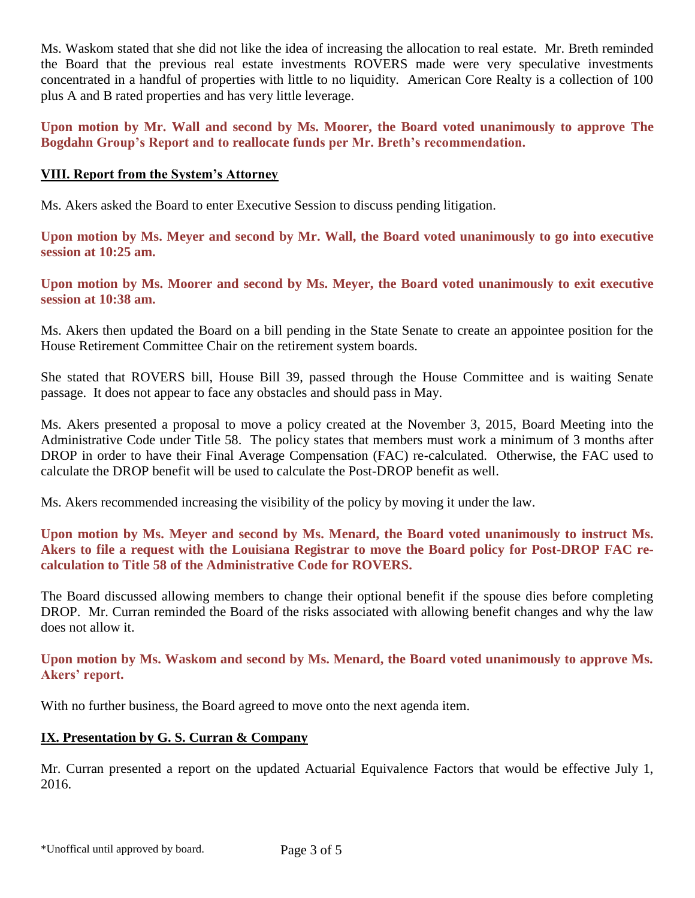Ms. Waskom stated that she did not like the idea of increasing the allocation to real estate. Mr. Breth reminded the Board that the previous real estate investments ROVERS made were very speculative investments concentrated in a handful of properties with little to no liquidity. American Core Realty is a collection of 100 plus A and B rated properties and has very little leverage.

**Upon motion by Mr. Wall and second by Ms. Moorer, the Board voted unanimously to approve The Bogdahn Group's Report and to reallocate funds per Mr. Breth's recommendation.**

## VIII. Report from the System's Attorney

Ms. Akers asked the Board to enter Executive Session to discuss pending litigation.

**Upon motion by Ms. Meyer and second by Mr. Wall, the Board voted unanimously to go into executive session at 10:25 am.**

**Upon motion by Ms. Moorer and second by Ms. Meyer, the Board voted unanimously to exit executive session at 10:38 am.**

Ms. Akers then updated the Board on a bill pending in the State Senate to create an appointee position for the House Retirement Committee Chair on the retirement system boards.

She stated that ROVERS bill, House Bill 39, passed through the House Committee and is waiting Senate passage. It does not appear to face any obstacles and should pass in May.

Ms. Akers presented a proposal to move a policy created at the November 3, 2015, Board Meeting into the Administrative Code under Title 58. The policy states that members must work a minimum of 3 months after DROP in order to have their Final Average Compensation (FAC) re-calculated. Otherwise, the FAC used to calculate the DROP benefit will be used to calculate the Post-DROP benefit as well.

Ms. Akers recommended increasing the visibility of the policy by moving it under the law.

**Upon motion by Ms. Meyer and second by Ms. Menard, the Board voted unanimously to instruct Ms. Akers to file a request with the Louisiana Registrar to move the Board policy for Post-DROP FAC re-calculation to Title 58 of the Administrative Code for ROVERS.**

The Board discussed allowing members to change their optional benefit if the spouse dies before completing DROP. Mr. Curran reminded the Board of the risks associated with allowing benefit changes and why the law does not allow it.

**Upon motion by Ms. Waskom and second by Ms. Menard, the Board voted unanimously to approve Ms. Akers' report.**

With no further business, the Board agreed to move onto the next agenda item.

## IX. Presentation by G. S. Curran & Company

Mr. Curran presented a report on the updated Actuarial Equivalence Factors that would be effective July 1, 2016.

\*Unoffical until approved by board.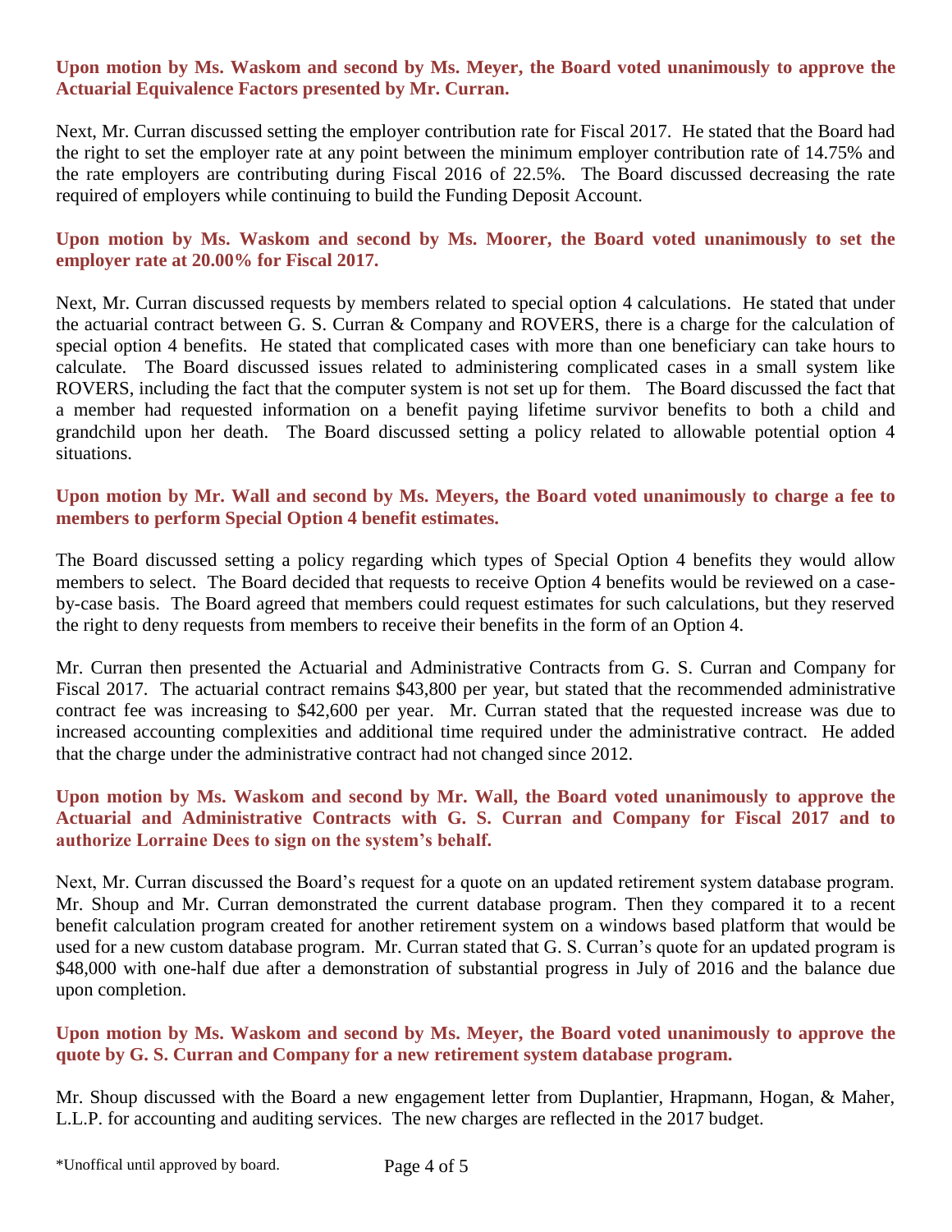**Upon motion by Ms. Waskom and second by Ms. Meyer, the Board voted unanimously to approve the Actuarial Equivalence Factors presented by Mr. Curran.**

Next, Mr. Curran discussed setting the employer contribution rate for Fiscal 2017. He stated that the Board had the right to set the employer rate at any point between the minimum employer contribution rate of 14.75% and the rate employers are contributing during Fiscal 2016 of 22.5%. The Board discussed decreasing the rate required of employers while continuing to build the Funding Deposit Account.

**Upon motion by Ms. Waskom and second by Ms. Moorer, the Board voted unanimously to set the employer rate at 20.00% for Fiscal 2017.**

Next, Mr. Curran discussed requests by members related to special option 4 calculations. He stated that under the actuarial contract between G. S. Curran & Company and ROVERS, there is a charge for the calculation of special option 4 benefits. He stated that complicated cases with more than one beneficiary can take hours to calculate. The Board discussed issues related to administering complicated cases in a small system like ROVERS, including the fact that the computer system is not set up for them. The Board discussed the fact that a member had requested information on a benefit paying lifetime survivor benefits to both a child and grandchild upon her death. The Board discussed setting a policy related to allowable potential option 4 situations.

**Upon motion by Mr. Wall and second by Ms. Meyers, the Board voted unanimously to charge a fee to members to perform Special Option 4 benefit estimates.**

The Board discussed setting a policy regarding which types of Special Option 4 benefits they would allow members to select. The Board decided that requests to receive Option 4 benefits would be reviewed on a case-by-case basis. The Board agreed that members could request estimates for such calculations, but they reserved the right to deny requests from members to receive their benefits in the form of an Option 4.

Mr. Curran then presented the Actuarial and Administrative Contracts from G. S. Curran and Company for Fiscal 2017. The actuarial contract remains $43,800 per year, but stated that the recommended administrative contract fee was increasing to $42,600 per year. Mr. Curran stated that the requested increase was due to increased accounting complexities and additional time required under the administrative contract. He added that the charge under the administrative contract had not changed since 2012.

**Upon motion by Ms. Waskom and second by Mr. Wall, the Board voted unanimously to approve the Actuarial and Administrative Contracts with G. S. Curran and Company for Fiscal 2017 and to authorize Lorraine Dees to sign on the system's behalf.**

Next, Mr. Curran discussed the Board's request for a quote on an updated retirement system database program. Mr. Shoup and Mr. Curran demonstrated the current database program. Then they compared it to a recent benefit calculation program created for another retirement system on a windows based platform that would be used for a new custom database program. Mr. Curran stated that G. S. Curran's quote for an updated program is $48,000 with one-half due after a demonstration of substantial progress in July of 2016 and the balance due upon completion.

**Upon motion by Ms. Waskom and second by Ms. Meyer, the Board voted unanimously to approve the quote by G. S. Curran and Company for a new retirement system database program.**

Mr. Shoup discussed with the Board a new engagement letter from Duplantier, Hrapmann, Hogan, & Maher, L.L.P. for accounting and auditing services. The new charges are reflected in the 2017 budget.

*Unoffical until approved by board.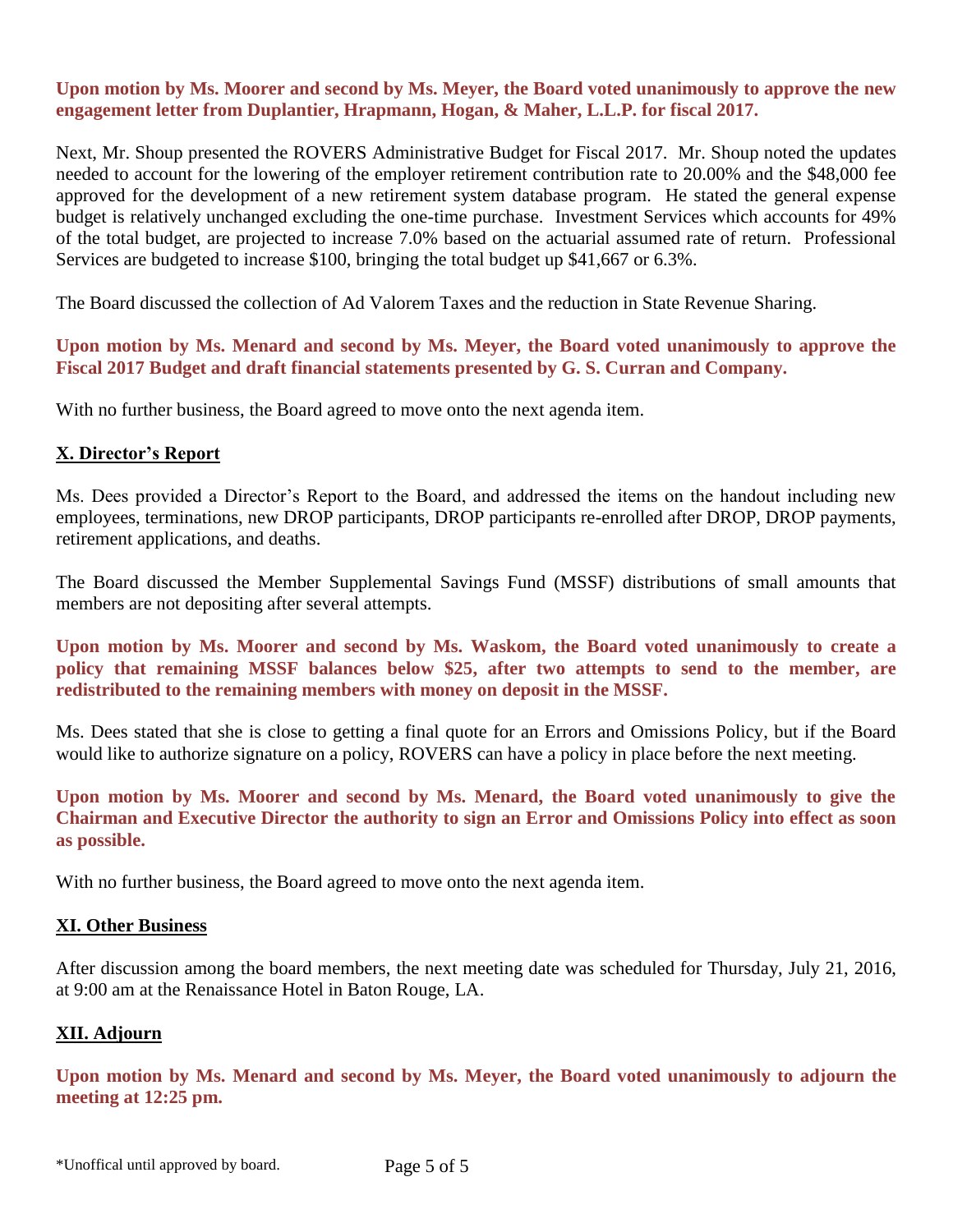**Upon motion by Ms. Moorer and second by Ms. Meyer, the Board voted unanimously to approve the new engagement letter from Duplantier, Hrapmann, Hogan, & Maher, L.L.P. for fiscal 2017.**

Next, Mr. Shoup presented the ROVERS Administrative Budget for Fiscal 2017. Mr. Shoup noted the updates needed to account for the lowering of the employer retirement contribution rate to 20.00% and the $48,000 fee approved for the development of a new retirement system database program. He stated the general expense budget is relatively unchanged excluding the one-time purchase. Investment Services which accounts for 49% of the total budget, are projected to increase 7.0% based on the actuarial assumed rate of return. Professional Services are budgeted to increase $100, bringing the total budget up $41,667 or 6.3%.

The Board discussed the collection of Ad Valorem Taxes and the reduction in State Revenue Sharing.

**Upon motion by Ms. Menard and second by Ms. Meyer, the Board voted unanimously to approve the Fiscal 2017 Budget and draft financial statements presented by G. S. Curran and Company.**

With no further business, the Board agreed to move onto the next agenda item.

## X. Director's Report

Ms. Dees provided a Director's Report to the Board, and addressed the items on the handout including new employees, terminations, new DROP participants, DROP participants re-enrolled after DROP, DROP payments, retirement applications, and deaths.

The Board discussed the Member Supplemental Savings Fund (MSSF) distributions of small amounts that members are not depositing after several attempts.

**Upon motion by Ms. Moorer and second by Ms. Waskom, the Board voted unanimously to create a policy that remaining MSSF balances below $25, after two attempts to send to the member, are redistributed to the remaining members with money on deposit in the MSSF.**

Ms. Dees stated that she is close to getting a final quote for an Errors and Omissions Policy, but if the Board would like to authorize signature on a policy, ROVERS can have a policy in place before the next meeting.

**Upon motion by Ms. Moorer and second by Ms. Menard, the Board voted unanimously to give the Chairman and Executive Director the authority to sign an Error and Omissions Policy into effect as soon as possible.**

With no further business, the Board agreed to move onto the next agenda item.

## XI. Other Business

After discussion among the board members, the next meeting date was scheduled for Thursday, July 21, 2016, at 9:00 am at the Renaissance Hotel in Baton Rouge, LA.

## XII. Adjourn

**Upon motion by Ms. Menard and second by Ms. Meyer, the Board voted unanimously to adjourn the meeting at 12:25 pm.**

*Unoffical until approved by board.